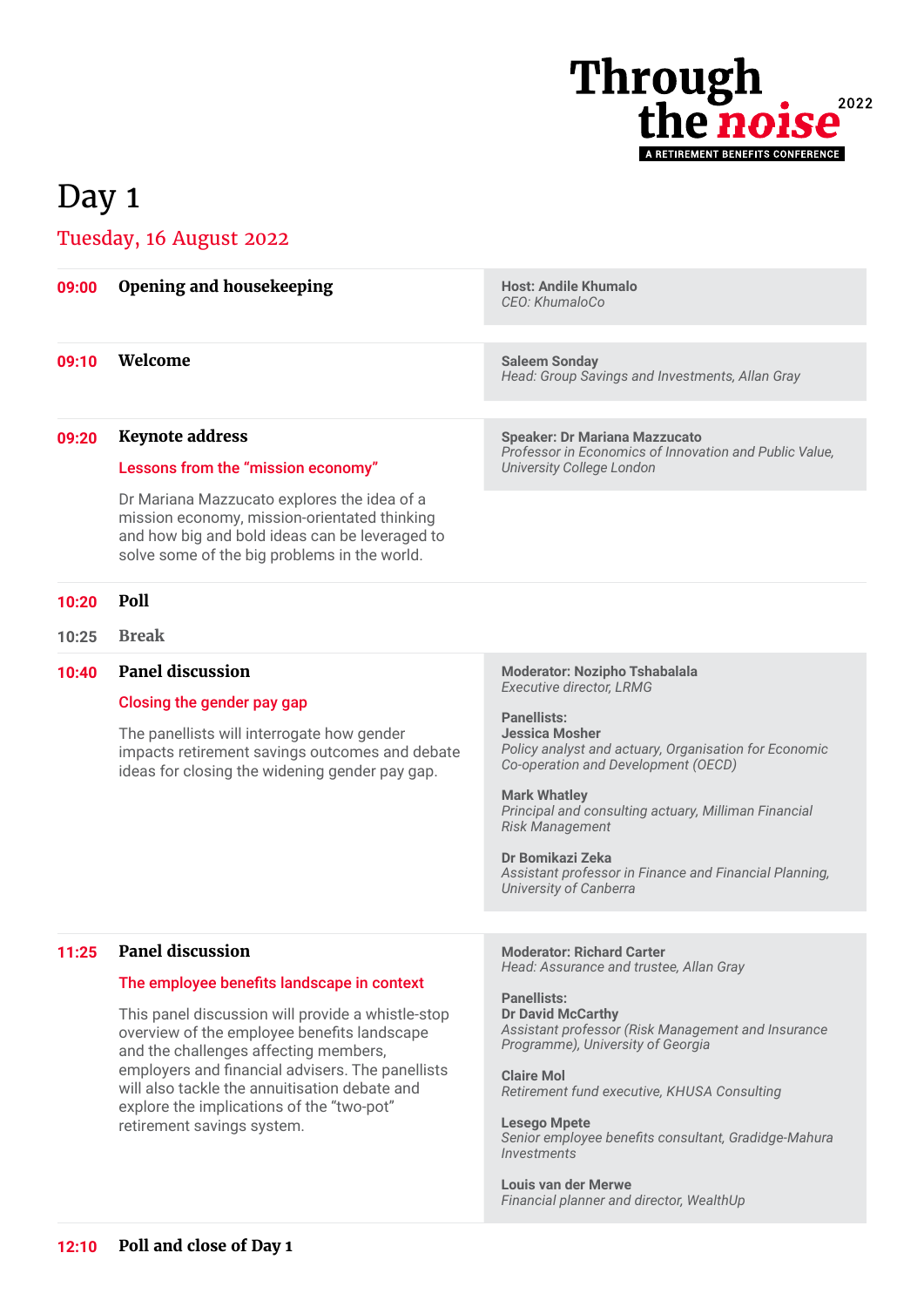**Through the noise** 2022

A RETIREMENT BENEFITS CONFERENCE

# Day 1

## Tuesday, 16 August 2022

**09:00** **Opening and housekeeping**

**Host: Andile Khumalo**
*CEO: KhumaloCo*

**09:10** **Welcome**

**Saleem Sonday**
*Head: Group Savings and Investments, Allan Gray*

**09:20** **Keynote address**

**Lessons from the "mission economy"**

Dr Mariana Mazzucato explores the idea of a mission economy, mission-orientated thinking and how big and bold ideas can be leveraged to solve some of the big problems in the world.

**Speaker: Dr Mariana Mazzucato**
*Professor in Economics of Innovation and Public Value, University College London*

**10:20** **Poll**

**10:25** **Break**

**10:40** **Panel discussion**

**Closing the gender pay gap**

The panellists will interrogate how gender impacts retirement savings outcomes and debate ideas for closing the widening gender pay gap.

**Moderator: Nozipho Tshabalala**
*Executive director, LRMG*

**Panellists:**

**Jessica Mosher**
*Policy analyst and actuary, Organisation for Economic Co-operation and Development (OECD)*

**Mark Whatley**
*Principal and consulting actuary, Milliman Financial Risk Management*

**Dr Bomikazi Zeka**
*Assistant professor in Finance and Financial Planning, University of Canberra*

**11:25** **Panel discussion**

**The employee benefits landscape in context**

This panel discussion will provide a whistle-stop overview of the employee benefits landscape and the challenges affecting members, employers and financial advisers. The panellists will also tackle the annuitisation debate and explore the implications of the "two-pot" retirement savings system.

**Moderator: Richard Carter**
*Head: Assurance and trustee, Allan Gray*

**Panellists:**

**Dr David McCarthy**
*Assistant professor (Risk Management and Insurance Programme), University of Georgia*

**Claire Mol**
*Retirement fund executive, KHUSA Consulting*

**Lesego Mpete**
*Senior employee benefits consultant, Gradidge-Mahura Investments*

**Louis van der Merwe**
*Financial planner and director, WealthUp*

**12:10** **Poll and close of Day 1**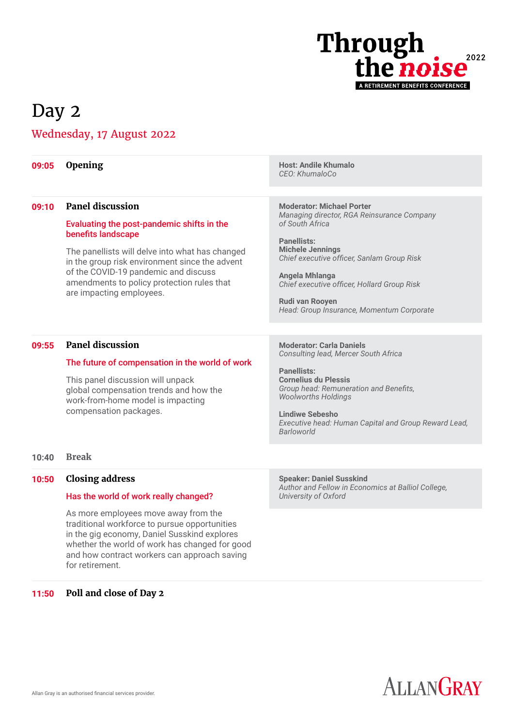# Day 2

## Wednesday, 17 August 2022

**09:05 Opening**

**Host: Andile Khumalo**
*CEO: KhumaloCo*

---

**09:10 Panel discussion**

**Evaluating the post-pandemic shifts in the benefits landscape**

The panellists will delve into what has changed in the group risk environment since the advent of the COVID-19 pandemic and discuss amendments to policy protection rules that are impacting employees.

**Moderator: Michael Porter**
*Managing director, RGA Reinsurance Company of South Africa*

**Panellists:**

**Michele Jennings**
*Chief executive officer, Sanlam Group Risk*

**Angela Mhlanga**
*Chief executive officer, Hollard Group Risk*

**Rudi van Rooyen**
*Head: Group Insurance, Momentum Corporate*

---

**09:55 Panel discussion**

**The future of compensation in the world of work**

This panel discussion will unpack global compensation trends and how the work-from-home model is impacting compensation packages.

**Moderator: Carla Daniels**
*Consulting lead, Mercer South Africa*

**Panellists:**

**Cornelius du Plessis**
*Group head: Remuneration and Benefits, Woolworths Holdings*

**Lindiwe Sebesho**
*Executive head: Human Capital and Group Reward Lead, Barloworld*

---

**10:40 Break**

---

**10:50 Closing address**

**Has the world of work really changed?**

As more employees move away from the traditional workforce to pursue opportunities in the gig economy, Daniel Susskind explores whether the world of work has changed for good and how contract workers can approach saving for retirement.

**Speaker: Daniel Susskind**
*Author and Fellow in Economics at Balliol College, University of Oxford*

---

**11:50 Poll and close of Day 2**

Allan Gray is an authorised financial services provider.